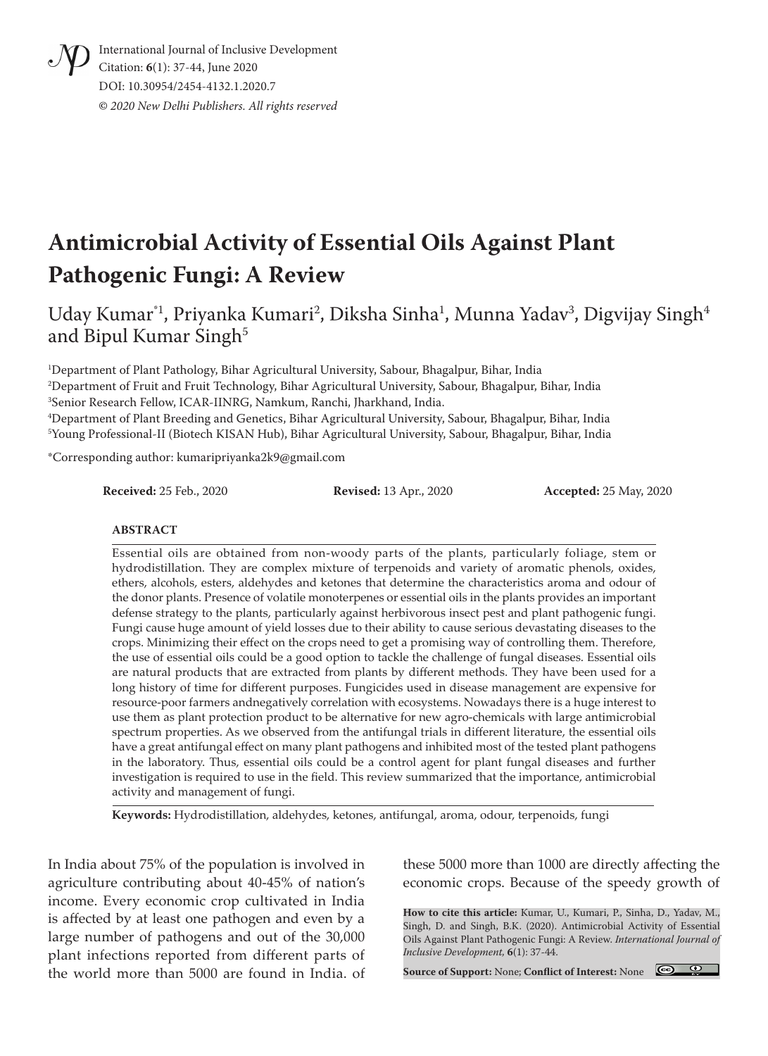International Journal of Inclusive Development
Citation: **6**(1): 37-44, June 2020
DOI: 10.30954/2454-4132.1.2020.7
*© 2020 New Delhi Publishers. All rights reserved*

# Antimicrobial Activity of Essential Oils Against Plant Pathogenic Fungi: A Review

Uday Kumar*[1], Priyanka Kumari[2], Diksha Sinha[1], Munna Yadav[3], Digvijay Singh[4] and Bipul Kumar Singh[5]

[1]Department of Plant Pathology, Bihar Agricultural University, Sabour, Bhagalpur, Bihar, India
[2]Department of Fruit and Fruit Technology, Bihar Agricultural University, Sabour, Bhagalpur, Bihar, India
[3]Senior Research Fellow, ICAR-IINRG, Namkum, Ranchi, Jharkhand, India.
[4]Department of Plant Breeding and Genetics, Bihar Agricultural University, Sabour, Bhagalpur, Bihar, India
[5]Young Professional-II (Biotech KISAN Hub), Bihar Agricultural University, Sabour, Bhagalpur, Bihar, India

*Corresponding author: kumaripriyanka2k9@gmail.com

**Received:** 25 Feb., 2020 **Revised:** 13 Apr., 2020 **Accepted:** 25 May, 2020

## ABSTRACT

Essential oils are obtained from non-woody parts of the plants, particularly foliage, stem or hydrodistillation. They are complex mixture of terpenoids and variety of aromatic phenols, oxides, ethers, alcohols, esters, aldehydes and ketones that determine the characteristics aroma and odour of the donor plants. Presence of volatile monoterpenes or essential oils in the plants provides an important defense strategy to the plants, particularly against herbivorous insect pest and plant pathogenic fungi. Fungi cause huge amount of yield losses due to their ability to cause serious devastating diseases to the crops. Minimizing their effect on the crops need to get a promising way of controlling them. Therefore, the use of essential oils could be a good option to tackle the challenge of fungal diseases. Essential oils are natural products that are extracted from plants by different methods. They have been used for a long history of time for different purposes. Fungicides used in disease management are expensive for resource-poor farmers andnegatively correlation with ecosystems. Nowadays there is a huge interest to use them as plant protection product to be alternative for new agro-chemicals with large antimicrobial spectrum properties. As we observed from the antifungal trials in different literature, the essential oils have a great antifungal effect on many plant pathogens and inhibited most of the tested plant pathogens in the laboratory. Thus, essential oils could be a control agent for plant fungal diseases and further investigation is required to use in the field. This review summarized that the importance, antimicrobial activity and management of fungi.

**Keywords:** Hydrodistillation, aldehydes, ketones, antifungal, aroma, odour, terpenoids, fungi

In India about 75% of the population is involved in agriculture contributing about 40-45% of nation's income. Every economic crop cultivated in India is affected by at least one pathogen and even by a large number of pathogens and out of the 30,000 plant infections reported from different parts of the world more than 5000 are found in India. of these 5000 more than 1000 are directly affecting the economic crops. Because of the speedy growth of

**How to cite this article:** Kumar, U., Kumari, P., Sinha, D., Yadav, M., Singh, D. and Singh, B.K. (2020). Antimicrobial Activity of Essential Oils Against Plant Pathogenic Fungi: A Review. *International Journal of Inclusive Development*, **6**(1): 37-44.

**Source of Support:** None; **Conflict of Interest:** None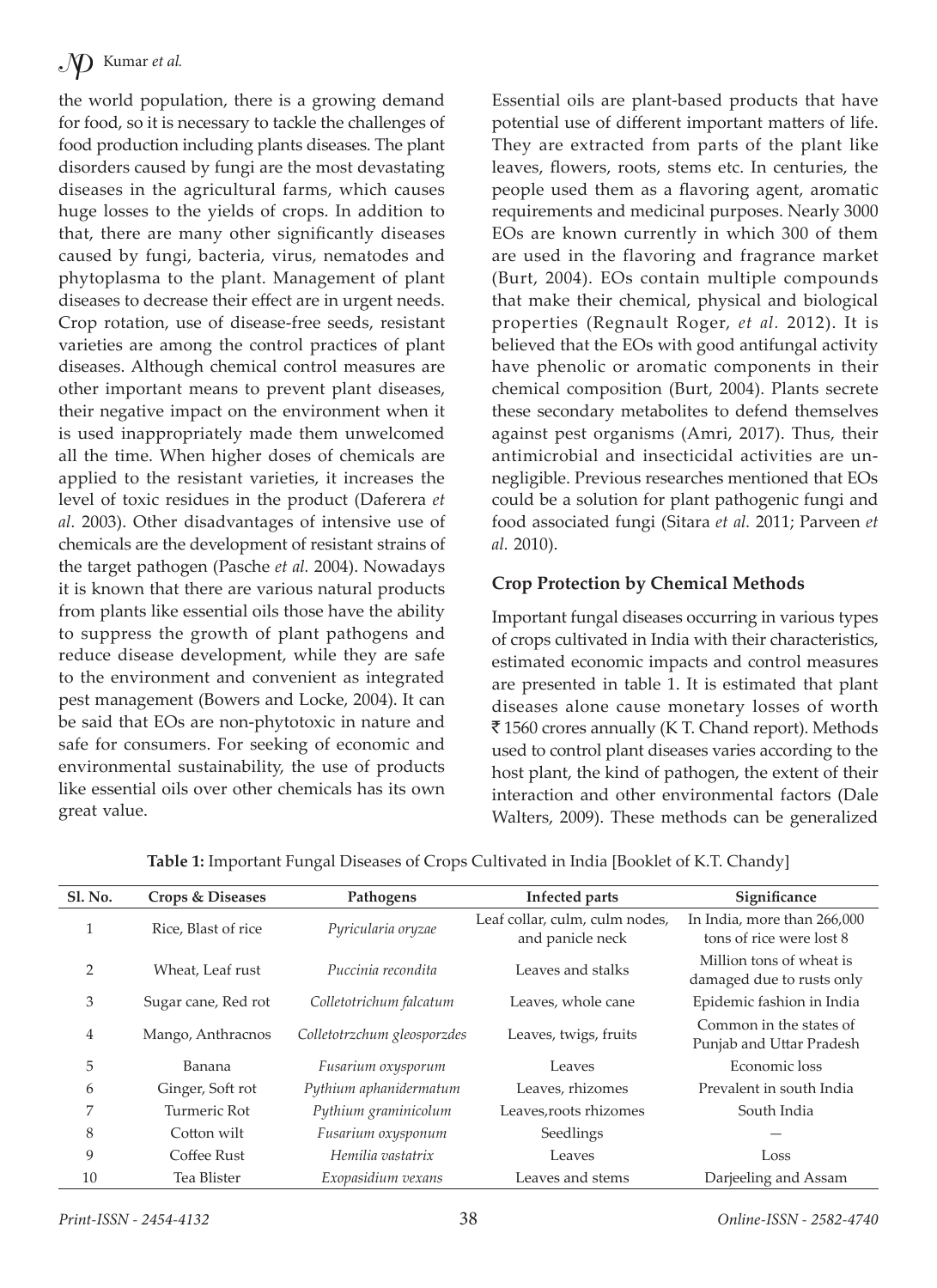the world population, there is a growing demand for food, so it is necessary to tackle the challenges of food production including plants diseases. The plant disorders caused by fungi are the most devastating diseases in the agricultural farms, which causes huge losses to the yields of crops. In addition to that, there are many other significantly diseases caused by fungi, bacteria, virus, nematodes and phytoplasma to the plant. Management of plant diseases to decrease their effect are in urgent needs. Crop rotation, use of disease-free seeds, resistant varieties are among the control practices of plant diseases. Although chemical control measures are other important means to prevent plant diseases, their negative impact on the environment when it is used inappropriately made them unwelcomed all the time. When higher doses of chemicals are applied to the resistant varieties, it increases the level of toxic residues in the product (Daferera *et al.* 2003). Other disadvantages of intensive use of chemicals are the development of resistant strains of the target pathogen (Pasche *et al.* 2004). Nowadays it is known that there are various natural products from plants like essential oils those have the ability to suppress the growth of plant pathogens and reduce disease development, while they are safe to the environment and convenient as integrated pest management (Bowers and Locke, 2004). It can be said that EOs are non-phytotoxic in nature and safe for consumers. For seeking of economic and environmental sustainability, the use of products like essential oils over other chemicals has its own great value.

Essential oils are plant-based products that have potential use of different important matters of life. They are extracted from parts of the plant like leaves, flowers, roots, stems etc. In centuries, the people used them as a flavoring agent, aromatic requirements and medicinal purposes. Nearly 3000 EOs are known currently in which 300 of them are used in the flavoring and fragrance market (Burt, 2004). EOs contain multiple compounds that make their chemical, physical and biological properties (Regnault Roger, *et al.* 2012). It is believed that the EOs with good antifungal activity have phenolic or aromatic components in their chemical composition (Burt, 2004). Plants secrete these secondary metabolites to defend themselves against pest organisms (Amri, 2017). Thus, their antimicrobial and insecticidal activities are un-negligible. Previous researches mentioned that EOs could be a solution for plant pathogenic fungi and food associated fungi (Sitara *et al.* 2011; Parveen *et al.* 2010).

### Crop Protection by Chemical Methods

Important fungal diseases occurring in various types of crops cultivated in India with their characteristics, estimated economic impacts and control measures are presented in table 1. It is estimated that plant diseases alone cause monetary losses of worth ₹ 1560 crores annually (K T. Chand report). Methods used to control plant diseases varies according to the host plant, the kind of pathogen, the extent of their interaction and other environmental factors (Dale Walters, 2009). These methods can be generalized

**Table 1:** Important Fungal Diseases of Crops Cultivated in India [Booklet of K.T. Chandy]

| Sl. No. | Crops & Diseases | Pathogens | Infected parts | Significance |
|---|---|---|---|---|
| 1 | Rice, Blast of rice | *Pyricularia oryzae* | Leaf collar, culm, culm nodes, and panicle neck | In India, more than 266,000 tons of rice were lost 8 |
| 2 | Wheat, Leaf rust | *Puccinia recondita* | Leaves and stalks | Million tons of wheat is damaged due to rusts only |
| 3 | Sugar cane, Red rot | *Colletotrichum falcatum* | Leaves, whole cane | Epidemic fashion in India |
| 4 | Mango, Anthracnos | *Colletotrzchum gleosporzdes* | Leaves, twigs, fruits | Common in the states of Punjab and Uttar Pradesh |
| 5 | Banana | *Fusarium oxysporum* | Leaves | Economic loss |
| 6 | Ginger, Soft rot | *Pythium aphanidermatum* | Leaves, rhizomes | Prevalent in south India |
| 7 | Turmeric Rot | *Pythium graminicolum* | Leaves,roots rhizomes | South India |
| 8 | Cotton wilt | *Fusarium oxysponum* | Seedlings | — |
| 9 | Coffee Rust | *Hemilia vastatrix* | Leaves | Loss |
| 10 | Tea Blister | *Exopasidium vexans* | Leaves and stems | Darjeeling and Assam |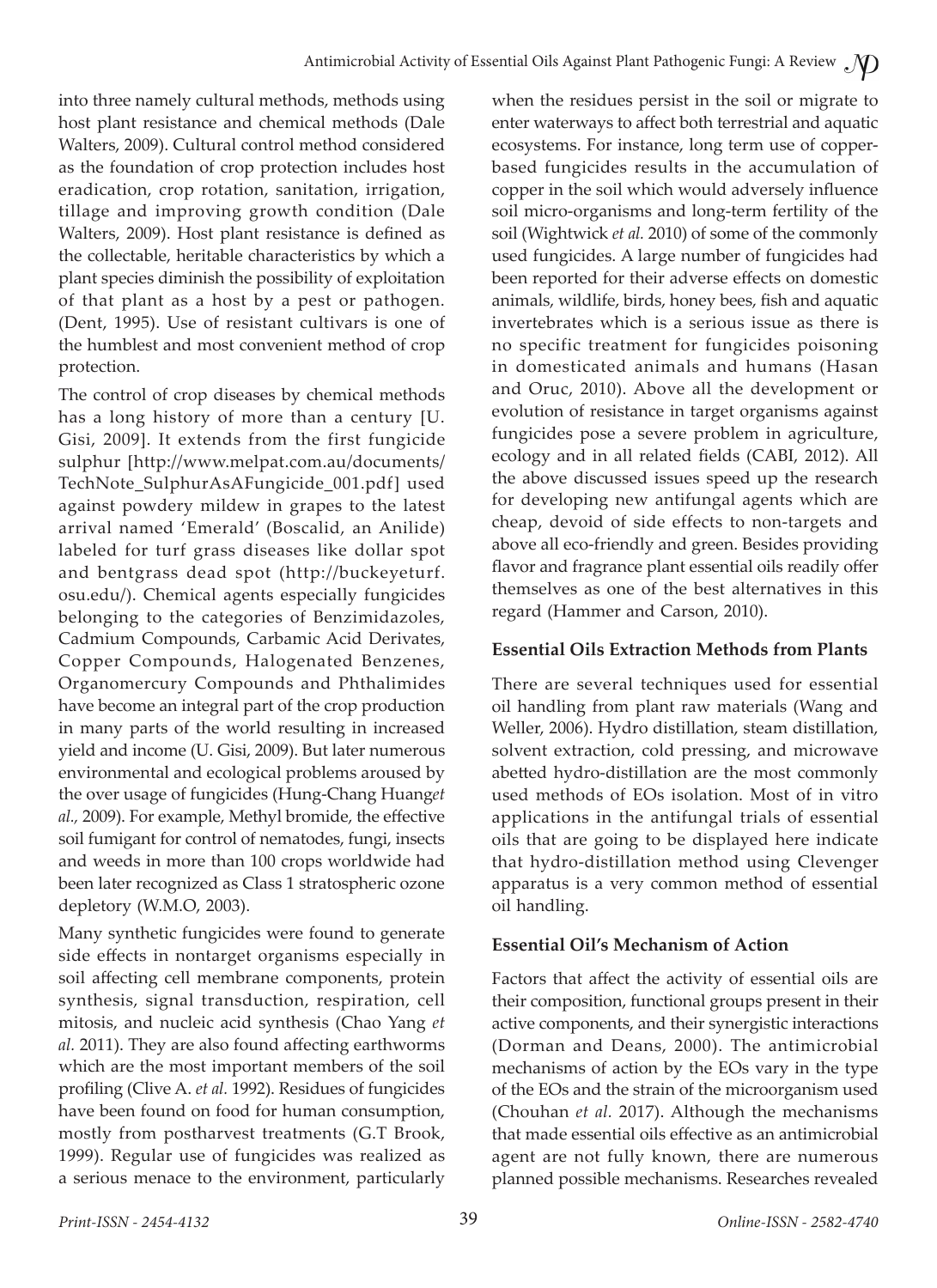into three namely cultural methods, methods using host plant resistance and chemical methods (Dale Walters, 2009). Cultural control method considered as the foundation of crop protection includes host eradication, crop rotation, sanitation, irrigation, tillage and improving growth condition (Dale Walters, 2009). Host plant resistance is defined as the collectable, heritable characteristics by which a plant species diminish the possibility of exploitation of that plant as a host by a pest or pathogen. (Dent, 1995). Use of resistant cultivars is one of the humblest and most convenient method of crop protection.

The control of crop diseases by chemical methods has a long history of more than a century [U. Gisi, 2009]. It extends from the first fungicide sulphur [http://www.melpat.com.au/documents/TechNote_SulphurAsAFungicide_001.pdf] used against powdery mildew in grapes to the latest arrival named 'Emerald' (Boscalid, an Anilide) labeled for turf grass diseases like dollar spot and bentgrass dead spot (http://buckeyeturf.osu.edu/). Chemical agents especially fungicides belonging to the categories of Benzimidazoles, Cadmium Compounds, Carbamic Acid Derivates, Copper Compounds, Halogenated Benzenes, Organomercury Compounds and Phthalimides have become an integral part of the crop production in many parts of the world resulting in increased yield and income (U. Gisi, 2009). But later numerous environmental and ecological problems aroused by the over usage of fungicides (Hung-Chang Huang*et al.,* 2009). For example, Methyl bromide, the effective soil fumigant for control of nematodes, fungi, insects and weeds in more than 100 crops worldwide had been later recognized as Class 1 stratospheric ozone depletory (W.M.O, 2003).

Many synthetic fungicides were found to generate side effects in nontarget organisms especially in soil affecting cell membrane components, protein synthesis, signal transduction, respiration, cell mitosis, and nucleic acid synthesis (Chao Yang *et al.* 2011). They are also found affecting earthworms which are the most important members of the soil profiling (Clive A. *et al.* 1992). Residues of fungicides have been found on food for human consumption, mostly from postharvest treatments (G.T Brook, 1999). Regular use of fungicides was realized as a serious menace to the environment, particularly when the residues persist in the soil or migrate to enter waterways to affect both terrestrial and aquatic ecosystems. For instance, long term use of copper-based fungicides results in the accumulation of copper in the soil which would adversely influence soil micro-organisms and long-term fertility of the soil (Wightwick *et al.* 2010) of some of the commonly used fungicides. A large number of fungicides had been reported for their adverse effects on domestic animals, wildlife, birds, honey bees, fish and aquatic invertebrates which is a serious issue as there is no specific treatment for fungicides poisoning in domesticated animals and humans (Hasan and Oruc, 2010). Above all the development or evolution of resistance in target organisms against fungicides pose a severe problem in agriculture, ecology and in all related fields (CABI, 2012). All the above discussed issues speed up the research for developing new antifungal agents which are cheap, devoid of side effects to non-targets and above all eco-friendly and green. Besides providing flavor and fragrance plant essential oils readily offer themselves as one of the best alternatives in this regard (Hammer and Carson, 2010).

## Essential Oils Extraction Methods from Plants

There are several techniques used for essential oil handling from plant raw materials (Wang and Weller, 2006). Hydro distillation, steam distillation, solvent extraction, cold pressing, and microwave abetted hydro-distillation are the most commonly used methods of EOs isolation. Most of in vitro applications in the antifungal trials of essential oils that are going to be displayed here indicate that hydro-distillation method using Clevenger apparatus is a very common method of essential oil handling.

## Essential Oil's Mechanism of Action

Factors that affect the activity of essential oils are their composition, functional groups present in their active components, and their synergistic interactions (Dorman and Deans, 2000). The antimicrobial mechanisms of action by the EOs vary in the type of the EOs and the strain of the microorganism used (Chouhan *et al.* 2017). Although the mechanisms that made essential oils effective as an antimicrobial agent are not fully known, there are numerous planned possible mechanisms. Researches revealed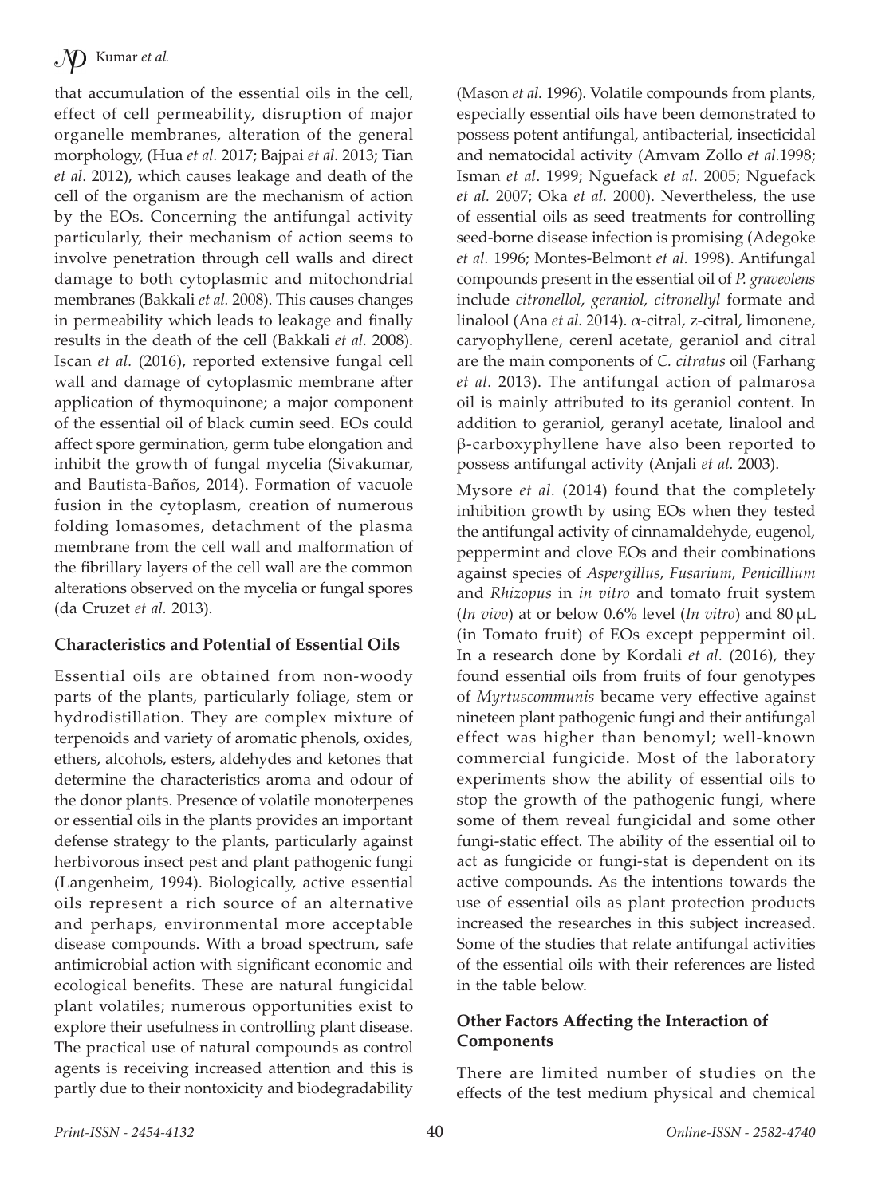that accumulation of the essential oils in the cell, effect of cell permeability, disruption of major organelle membranes, alteration of the general morphology, (Hua *et al.* 2017; Bajpai *et al.* 2013; Tian *et al*. 2012), which causes leakage and death of the cell of the organism are the mechanism of action by the EOs. Concerning the antifungal activity particularly, their mechanism of action seems to involve penetration through cell walls and direct damage to both cytoplasmic and mitochondrial membranes (Bakkali *et al.* 2008). This causes changes in permeability which leads to leakage and finally results in the death of the cell (Bakkali *et al.* 2008). Iscan *et al.* (2016), reported extensive fungal cell wall and damage of cytoplasmic membrane after application of thymoquinone; a major component of the essential oil of black cumin seed. EOs could affect spore germination, germ tube elongation and inhibit the growth of fungal mycelia (Sivakumar, and Bautista-Baños, 2014). Formation of vacuole fusion in the cytoplasm, creation of numerous folding lomasomes, detachment of the plasma membrane from the cell wall and malformation of the fibrillary layers of the cell wall are the common alterations observed on the mycelia or fungal spores (da Cruzet *et al.* 2013).

## Characteristics and Potential of Essential Oils

Essential oils are obtained from non-woody parts of the plants, particularly foliage, stem or hydrodistillation. They are complex mixture of terpenoids and variety of aromatic phenols, oxides, ethers, alcohols, esters, aldehydes and ketones that determine the characteristics aroma and odour of the donor plants. Presence of volatile monoterpenes or essential oils in the plants provides an important defense strategy to the plants, particularly against herbivorous insect pest and plant pathogenic fungi (Langenheim, 1994). Biologically, active essential oils represent a rich source of an alternative and perhaps, environmental more acceptable disease compounds. With a broad spectrum, safe antimicrobial action with significant economic and ecological benefits. These are natural fungicidal plant volatiles; numerous opportunities exist to explore their usefulness in controlling plant disease. The practical use of natural compounds as control agents is receiving increased attention and this is partly due to their nontoxicity and biodegradability (Mason *et al.* 1996). Volatile compounds from plants, especially essential oils have been demonstrated to possess potent antifungal, antibacterial, insecticidal and nematocidal activity (Amvam Zollo *et al.*1998; Isman *et al*. 1999; Nguefack *et al*. 2005; Nguefack *et al.* 2007; Oka *et al.* 2000). Nevertheless, the use of essential oils as seed treatments for controlling seed-borne disease infection is promising (Adegoke *et al.* 1996; Montes-Belmont *et al.* 1998). Antifungal compounds present in the essential oil of *P. graveolens* include *citronellol*, *geraniol, citronellyl* formate and linalool (Ana *et al.* 2014). α-citral, z-citral, limonene, caryophyllene, cerenl acetate, geraniol and citral are the main components of *C. citratus* oil (Farhang *et al.* 2013). The antifungal action of palmarosa oil is mainly attributed to its geraniol content. In addition to geraniol, geranyl acetate, linalool and β-carboxyphyllene have also been reported to possess antifungal activity (Anjali *et al.* 2003).

Mysore *et al.* (2014) found that the completely inhibition growth by using EOs when they tested the antifungal activity of cinnamaldehyde, eugenol, peppermint and clove EOs and their combinations against species of *Aspergillus, Fusarium, Penicillium* and *Rhizopus* in *in vitro* and tomato fruit system (*In vivo*) at or below 0.6% level (*In vitro*) and 80 μL (in Tomato fruit) of EOs except peppermint oil. In a research done by Kordali *et al.* (2016), they found essential oils from fruits of four genotypes of *Myrtuscommunis* became very effective against nineteen plant pathogenic fungi and their antifungal effect was higher than benomyl; well-known commercial fungicide. Most of the laboratory experiments show the ability of essential oils to stop the growth of the pathogenic fungi, where some of them reveal fungicidal and some other fungi-static effect. The ability of the essential oil to act as fungicide or fungi-stat is dependent on its active compounds. As the intentions towards the use of essential oils as plant protection products increased the researches in this subject increased. Some of the studies that relate antifungal activities of the essential oils with their references are listed in the table below.

## Other Factors Affecting the Interaction of Components

There are limited number of studies on the effects of the test medium physical and chemical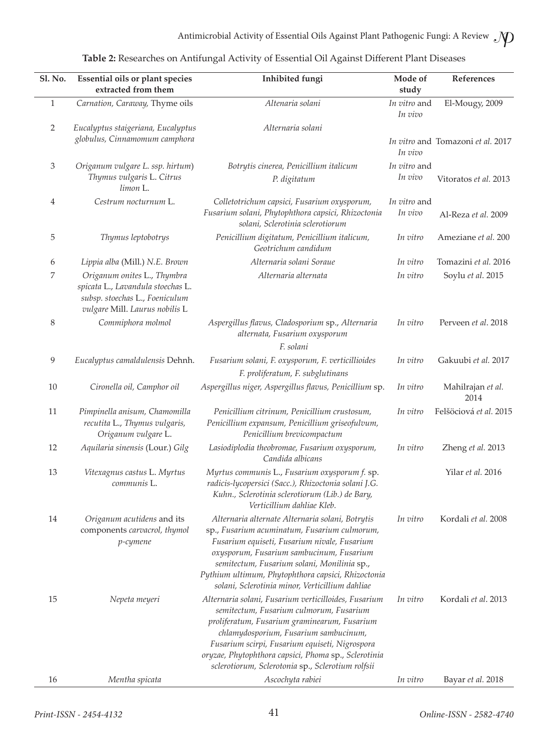**Table 2:** Researches on Antifungal Activity of Essential Oil Against Different Plant Diseases

| Sl. No. | Essential oils or plant species extracted from them | Inhibited fungi | Mode of study | References |
|---|---|---|---|---|
| 1 | *Carnation, Caraway,* Thyme oils | *Altenaria solani* | *In vitro* and *In vivo* | El-Mougy, 2009 |
| 2 | *Eucalyptus staigeriana, Eucalyptus globulus, Cinnamomum camphora* | *Alternaria solani* | *In vitro* and *In vivo* | Tomazoni *et al.* 2017 |
| 3 | *Origanum vulgare L. ssp. hirtum*) *Thymus vulgaris* L. *Citrus limon* L. | *Botrytis cinerea, Penicillium italicum P. digitatum* | *In vitro* and *In vivo* | Vitoratos *et al.* 2013 |
| 4 | *Cestrum nocturnum* L. | *Colletotrichum capsici, Fusarium oxysporum, Fusarium solani, Phytophthora capsici, Rhizoctonia solani, Sclerotinia sclerotiorum* | *In vitro* and *In vivo* | Al-Reza *et al.* 2009 |
| 5 | *Thymus leptobotrys* | *Penicillium digitatum, Penicillium italicum, Geotrichum candidum* | *In vitro* | Ameziane *et al.* 200 |
| 6 | *Lippia alba* (Mill.) *N.E. Brown* | *Alternaria solani Soraue* | *In vitro* | Tomazini *et al.* 2016 |
| 7 | *Origanum onites* L., *Thymbra spicata* L., *Lavandula stoechas* L. *subsp. stoechas* L., *Foeniculum vulgare* Mill. *Laurus nobilis* L | *Alternaria alternata* | *In vitro* | Soylu *et al*. 2015 |
| 8 | *Commiphora molmol* | *Aspergillus flavus, Cladosporium* sp., *Alternaria alternata, Fusarium oxysporum F. solani* | *In vitro* | Perveen *et al*. 2018 |
| 9 | *Eucalyptus camaldulensis* Dehnh. | *Fusarium solani, F. oxysporum, F. verticillioides F. proliferatum, F. subglutinans* | *In vitro* | Gakuubi *et al.* 2017 |
| 10 | *Cironella oil, Camphor oil* | *Aspergillus niger, Aspergillus flavus, Penicillium* sp. | *In vitro* | Mahilrajan *et al.* 2014 |
| 11 | *Pimpinella anisum, Chamomilla recutita* L., *Thymus vulgaris, Origanum vulgare* L. | *Penicillium citrinum, Penicillium crustosum, Penicillium expansum, Penicillium griseofulvum, Penicillium brevicompactum* | *In vitro* | Felšöciová *et al.* 2015 |
| 12 | *Aquilaria sinensis* (Lour.) *Gilg* | *Lasiodiplodia theobromae, Fusarium oxysporum, Candida albicans* | *In vitro* | Zheng *et al.* 2013 |
| 13 | *Vitexagnus castus* L. *Myrtus communis* L. | *Myrtus communis* L., *Fusarium oxysporum f.* sp. *radicis-lycopersici (Sacc.), Rhizoctonia solani J.G. Kuhn., Sclerotinia sclerotiorum (Lib.) de Bary, Verticillium dahliae Kleb.* | | Yilar *et al.* 2016 |
| 14 | *Origanum acutidens* and its components *carvacrol, thymol p-cymene* | *Alternaria alternate Alternaria solani, Botrytis* sp., *Fusarium acuminatum, Fusarium culmorum, Fusarium equiseti, Fusarium nivale, Fusarium oxysporum, Fusarium sambucinum, Fusarium semitectum, Fusarium solani, Monilinia* sp., *Pythium ultimum, Phytophthora capsici, Rhizoctonia solani, Sclerotinia minor, Verticillium dahliae* | *In vitro* | Kordali *et al.* 2008 |
| 15 | *Nepeta meyeri* | *Alternaria solani, Fusarium verticilloides, Fusarium semitectum, Fusarium culmorum, Fusarium proliferatum, Fusarium graminearum, Fusarium chlamydosporium, Fusarium sambucinum, Fusarium scirpi, Fusarium equiseti, Nigrospora oryzae, Phytophthora capsici, Phoma* sp., *Sclerotinia sclerotiorum, Sclerotonia* sp., *Sclerotium rolfsii* | *In vitro* | Kordali *et al*. 2013 |
| 16 | *Mentha spicata* | *Ascochyta rabiei* | *In vitro* | Bayar *et al.* 2018 |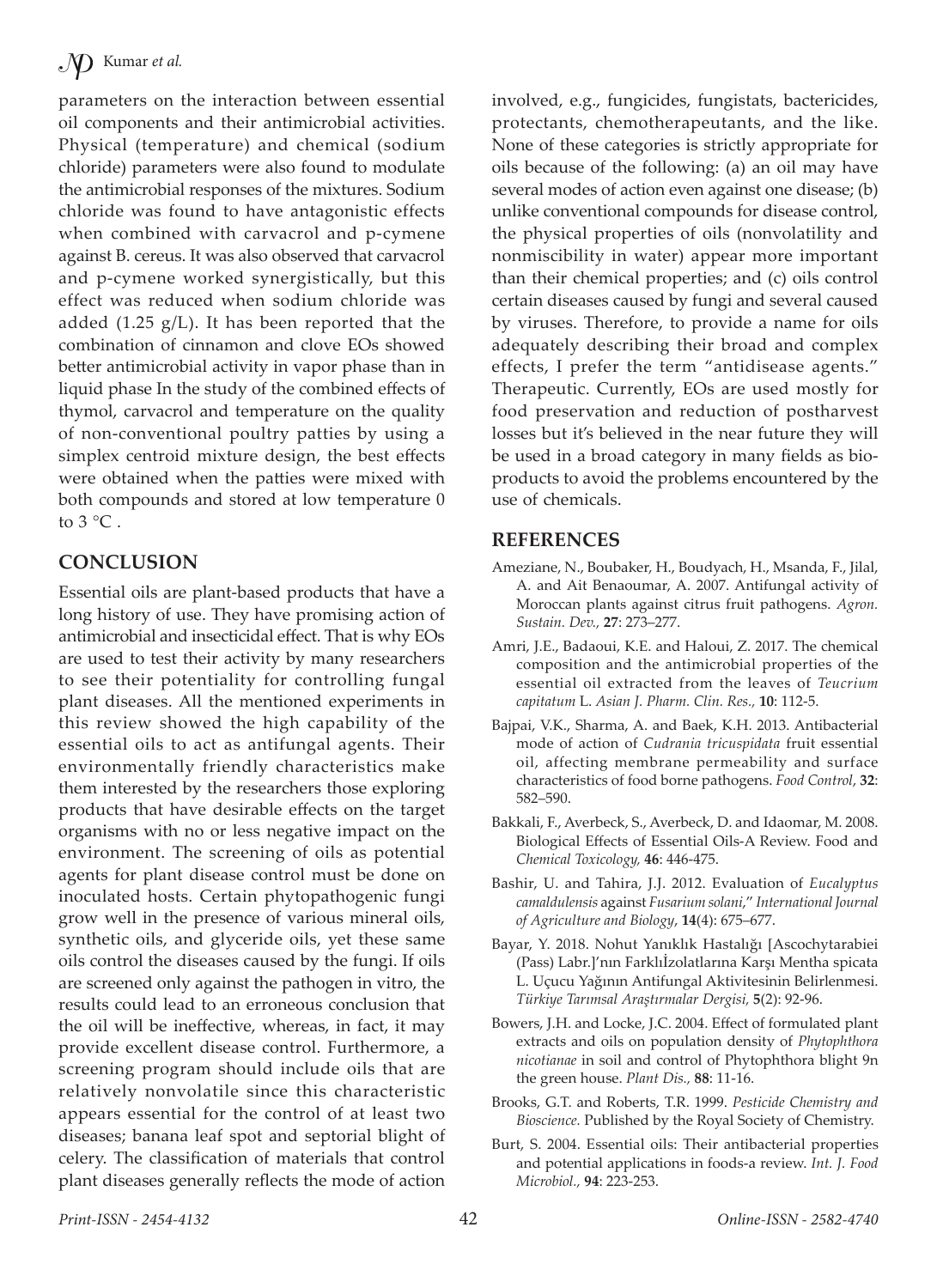parameters on the interaction between essential oil components and their antimicrobial activities. Physical (temperature) and chemical (sodium chloride) parameters were also found to modulate the antimicrobial responses of the mixtures. Sodium chloride was found to have antagonistic effects when combined with carvacrol and p-cymene against B. cereus. It was also observed that carvacrol and p-cymene worked synergistically, but this effect was reduced when sodium chloride was added (1.25 g/L). It has been reported that the combination of cinnamon and clove EOs showed better antimicrobial activity in vapor phase than in liquid phase In the study of the combined effects of thymol, carvacrol and temperature on the quality of non-conventional poultry patties by using a simplex centroid mixture design, the best effects were obtained when the patties were mixed with both compounds and stored at low temperature 0 to 3 °C .

## CONCLUSION

Essential oils are plant-based products that have a long history of use. They have promising action of antimicrobial and insecticidal effect. That is why EOs are used to test their activity by many researchers to see their potentiality for controlling fungal plant diseases. All the mentioned experiments in this review showed the high capability of the essential oils to act as antifungal agents. Their environmentally friendly characteristics make them interested by the researchers those exploring products that have desirable effects on the target organisms with no or less negative impact on the environment. The screening of oils as potential agents for plant disease control must be done on inoculated hosts. Certain phytopathogenic fungi grow well in the presence of various mineral oils, synthetic oils, and glyceride oils, yet these same oils control the diseases caused by the fungi. If oils are screened only against the pathogen in vitro, the results could lead to an erroneous conclusion that the oil will be ineffective, whereas, in fact, it may provide excellent disease control. Furthermore, a screening program should include oils that are relatively nonvolatile since this characteristic appears essential for the control of at least two diseases; banana leaf spot and septorial blight of celery. The classification of materials that control plant diseases generally reflects the mode of action involved, e.g., fungicides, fungistats, bactericides, protectants, chemotherapeutants, and the like. None of these categories is strictly appropriate for oils because of the following: (a) an oil may have several modes of action even against one disease; (b) unlike conventional compounds for disease control, the physical properties of oils (nonvolatility and nonmiscibility in water) appear more important than their chemical properties; and (c) oils control certain diseases caused by fungi and several caused by viruses. Therefore, to provide a name for oils adequately describing their broad and complex effects, I prefer the term "antidisease agents." Therapeutic. Currently, EOs are used mostly for food preservation and reduction of postharvest losses but it's believed in the near future they will be used in a broad category in many fields as bio-products to avoid the problems encountered by the use of chemicals.

## REFERENCES

Ameziane, N., Boubaker, H., Boudyach, H., Msanda, F., Jilal, A. and Ait Benaoumar, A. 2007. Antifungal activity of Moroccan plants against citrus fruit pathogens. *Agron. Sustain. Dev.,* **27**: 273–277.

Amri, J.E., Badaoui, K.E. and Haloui, Z. 2017. The chemical composition and the antimicrobial properties of the essential oil extracted from the leaves of *Teucrium capitatum* L. *Asian J. Pharm. Clin. Res.,* **10**: 112-5.

Bajpai, V.K., Sharma, A. and Baek, K.H. 2013. Antibacterial mode of action of *Cudrania tricuspidata* fruit essential oil, affecting membrane permeability and surface characteristics of food borne pathogens. *Food Control*, **32**: 582–590.

Bakkali, F., Averbeck, S., Averbeck, D. and Idaomar, M. 2008. Biological Effects of Essential Oils-A Review. Food and *Chemical Toxicology,* **46**: 446-475.

Bashir, U. and Tahira, J.J. 2012. Evaluation of *Eucalyptus camaldulensis* against *Fusarium solani*," *International Journal of Agriculture and Biology*, **14**(4): 675–677.

Bayar, Y. 2018. Nohut Yanıklık Hastalığı [Ascochytarabiei (Pass) Labr.]'nın Farklıİzolatlarına Karşı Mentha spicata L. Uçucu Yağının Antifungal Aktivitesinin Belirlenmesi. *Türkiye Tarımsal Araştırmalar Dergisi,* **5**(2): 92-96.

Bowers, J.H. and Locke, J.C. 2004. Effect of formulated plant extracts and oils on population density of *Phytophthora nicotianae* in soil and control of Phytophthora blight 9n the green house. *Plant Dis.,* **88**: 11-16.

Brooks, G.T. and Roberts, T.R. 1999. *Pesticide Chemistry and Bioscience.* Published by the Royal Society of Chemistry.

Burt, S. 2004. Essential oils: Their antibacterial properties and potential applications in foods-a review. *Int. J. Food Microbiol.,* **94**: 223-253.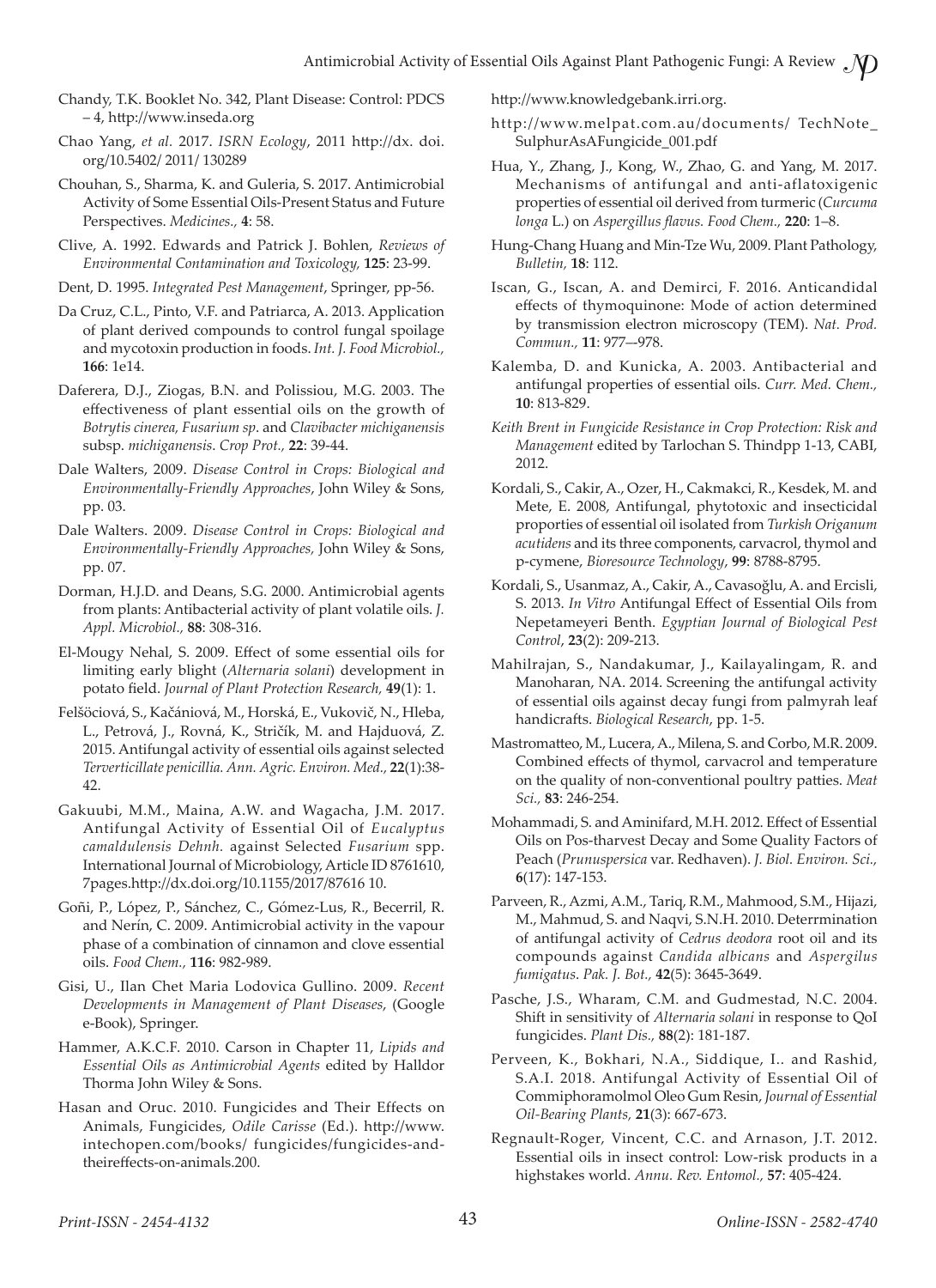Chandy, T.K. Booklet No. 342, Plant Disease: Control: PDCS – 4, http://www.inseda.org

Chao Yang, *et al.* 2017. *ISRN Ecology*, 2011 http://dx. doi. org/10.5402/ 2011/ 130289

Chouhan, S., Sharma, K. and Guleria, S. 2017. Antimicrobial Activity of Some Essential Oils-Present Status and Future Perspectives. *Medicines.,* **4**: 58.

Clive, A. 1992. Edwards and Patrick J. Bohlen, *Reviews of Environmental Contamination and Toxicology,* **125**: 23-99.

Dent, D. 1995. *Integrated Pest Management*, Springer, pp-56.

Da Cruz, C.L., Pinto, V.F. and Patriarca, A. 2013. Application of plant derived compounds to control fungal spoilage and mycotoxin production in foods. *Int. J. Food Microbiol.,* **166**: 1e14.

Daferera, D.J., Ziogas, B.N. and Polissiou, M.G. 2003. The effectiveness of plant essential oils on the growth of *Botrytis cinerea, Fusarium sp*. and *Clavibacter michiganensis* subsp. *michiganensis*. *Crop Prot.,* **22**: 39-44.

Dale Walters, 2009. *Disease Control in Crops: Biological and Environmentally-Friendly Approaches*, John Wiley & Sons, pp. 03.

Dale Walters. 2009. *Disease Control in Crops: Biological and Environmentally-Friendly Approaches,* John Wiley & Sons, pp. 07.

Dorman, H.J.D. and Deans, S.G. 2000. Antimicrobial agents from plants: Antibacterial activity of plant volatile oils. *J. Appl. Microbiol.,* **88**: 308-316.

El-Mougy Nehal, S. 2009. Effect of some essential oils for limiting early blight (*Alternaria solani*) development in potato field. *Journal of Plant Protection Research,* **49**(1): 1.

Felšöciová, S., Kačániová, M., Horská, E., Vukovič, N., Hleba, L., Petrová, J., Rovná, K., Stričík, M. and Hajduová, Z. 2015. Antifungal activity of essential oils against selected *Terverticillate penicillia. Ann. Agric. Environ. Med.,* **22**(1):38-42.

Gakuubi, M.M., Maina, A.W. and Wagacha, J.M. 2017. Antifungal Activity of Essential Oil of *Eucalyptus camaldulensis Dehnh.* against Selected *Fusarium* spp. International Journal of Microbiology, Article ID 8761610, 7pages.http://dx.doi.org/10.1155/2017/87616 10.

Goñi, P., López, P., Sánchez, C., Gómez-Lus, R., Becerril, R. and Nerín, C. 2009. Antimicrobial activity in the vapour phase of a combination of cinnamon and clove essential oils. *Food Chem.,* **116**: 982-989.

Gisi, U., Ilan Chet Maria Lodovica Gullino. 2009. *Recent Developments in Management of Plant Diseases*, (Google e-Book), Springer.

Hammer, A.K.C.F. 2010. Carson in Chapter 11, *Lipids and Essential Oils as Antimicrobial Agents* edited by Halldor Thorma John Wiley & Sons.

Hasan and Oruc. 2010. Fungicides and Their Effects on Animals, Fungicides, *Odile Carisse* (Ed.). http://www.intechopen.com/books/ fungicides/fungicides-and-theireffects-on-animals.200.

http://www.knowledgebank.irri.org.

http://www.melpat.com.au/documents/ TechNote_SulphurAsAFungicide_001.pdf

Hua, Y., Zhang, J., Kong, W., Zhao, G. and Yang, M. 2017. Mechanisms of antifungal and anti-aflatoxigenic properties of essential oil derived from turmeric (*Curcuma longa* L.) on *Aspergillus flavus. Food Chem.,* **220**: 1–8.

Hung-Chang Huang and Min-Tze Wu, 2009. Plant Pathology, *Bulletin,* **18**: 112.

Iscan, G., Iscan, A. and Demirci, F. 2016. Anticandidal effects of thymoquinone: Mode of action determined by transmission electron microscopy (TEM). *Nat. Prod. Commun.,* **11**: 977–-978.

Kalemba, D. and Kunicka, A. 2003. Antibacterial and antifungal properties of essential oils. *Curr. Med. Chem.,* **10**: 813-829.

*Keith Brent in Fungicide Resistance in Crop Protection: Risk and Management* edited by Tarlochan S. Thindpp 1-13, CABI, 2012.

Kordali, S., Cakir, A., Ozer, H., Cakmakci, R., Kesdek, M. and Mete, E. 2008, Antifungal, phytotoxic and insecticidal proporties of essential oil isolated from *Turkish Origanum acutidens* and its three components, carvacrol, thymol and p-cymene, *Bioresource Technology*, **99**: 8788-8795.

Kordali, S., Usanmaz, A., Cakir, A., Cavasoğlu, A. and Ercisli, S. 2013. *In Vitro* Antifungal Effect of Essential Oils from Nepetameyeri Benth. *Egyptian Journal of Biological Pest Control*, **23**(2): 209-213.

Mahilrajan, S., Nandakumar, J., Kailayalingam, R. and Manoharan, NA. 2014. Screening the antifungal activity of essential oils against decay fungi from palmyrah leaf handicrafts. *Biological Research*, pp. 1-5.

Mastromatteo, M., Lucera, A., Milena, S. and Corbo, M.R. 2009. Combined effects of thymol, carvacrol and temperature on the quality of non-conventional poultry patties. *Meat Sci.,* **83**: 246-254.

Mohammadi, S. and Aminifard, M.H. 2012. Effect of Essential Oils on Pos-tharvest Decay and Some Quality Factors of Peach (*Prunuspersica* var. Redhaven). *J. Biol. Environ. Sci.,* **6**(17): 147-153.

Parveen, R., Azmi, A.M., Tariq, R.M., Mahmood, S.M., Hijazi, M., Mahmud, S. and Naqvi, S.N.H. 2010. Deterrmination of antifungal activity of *Cedrus deodora* root oil and its compounds against *Candida albicans* and *Aspergilus fumigatus*. *Pak. J. Bot.,* **42**(5): 3645-3649.

Pasche, J.S., Wharam, C.M. and Gudmestad, N.C. 2004. Shift in sensitivity of *Alternaria solani* in response to QoI fungicides. *Plant Dis.,* **88**(2): 181-187.

Perveen, K., Bokhari, N.A., Siddique, I.. and Rashid, S.A.I. 2018. Antifungal Activity of Essential Oil of Commiphoramolmol Oleo Gum Resin, *Journal of Essential Oil-Bearing Plants,* **21**(3): 667-673.

Regnault-Roger, Vincent, C.C. and Arnason, J.T. 2012. Essential oils in insect control: Low-risk products in a highstakes world. *Annu. Rev. Entomol.,* **57**: 405-424.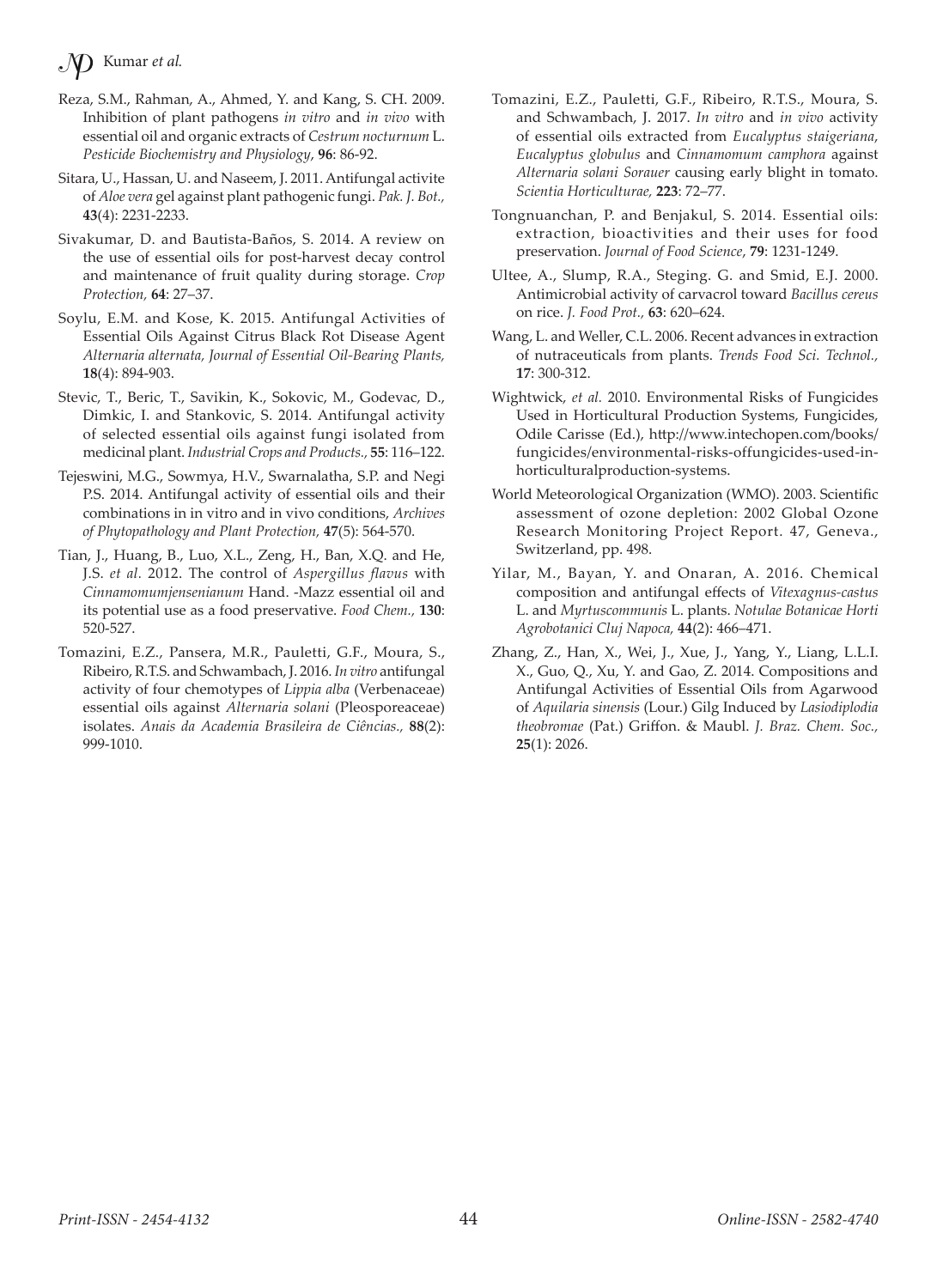Reza, S.M., Rahman, A., Ahmed, Y. and Kang, S. CH. 2009. Inhibition of plant pathogens *in vitro* and *in vivo* with essential oil and organic extracts of *Cestrum nocturnum* L. *Pesticide Biochemistry and Physiology*, **96**: 86-92.

Sitara, U., Hassan, U. and Naseem, J. 2011. Antifungal activite of *Aloe vera* gel against plant pathogenic fungi. *Pak. J. Bot.,* **43**(4): 2231-2233.

Sivakumar, D. and Bautista-Baños, S. 2014. A review on the use of essential oils for post-harvest decay control and maintenance of fruit quality during storage. *Crop Protection,* **64**: 27–37.

Soylu, E.M. and Kose, K. 2015. Antifungal Activities of Essential Oils Against Citrus Black Rot Disease Agent *Alternaria alternata, Journal of Essential Oil-Bearing Plants,* **18**(4): 894-903.

Stevic, T., Beric, T., Savikin, K., Sokovic, M., Godevac, D., Dimkic, I. and Stankovic, S. 2014. Antifungal activity of selected essential oils against fungi isolated from medicinal plant. *Industrial Crops and Products.,* **55**: 116–122.

Tejeswini, M.G., Sowmya, H.V., Swarnalatha, S.P. and Negi P.S. 2014. Antifungal activity of essential oils and their combinations in in vitro and in vivo conditions, *Archives of Phytopathology and Plant Protection,* **47**(5): 564-570.

Tian, J., Huang, B., Luo, X.L., Zeng, H., Ban, X.Q. and He, J.S. *et al.* 2012. The control of *Aspergillus flavus* with *Cinnamomumjensenianum* Hand. -Mazz essential oil and its potential use as a food preservative. *Food Chem.,* **130**: 520-527.

Tomazini, E.Z., Pansera, M.R., Pauletti, G.F., Moura, S., Ribeiro, R.T.S. and Schwambach, J. 2016. *In vitro* antifungal activity of four chemotypes of *Lippia alba* (Verbenaceae) essential oils against *Alternaria solani* (Pleosporeaceae) isolates. *Anais da Academia Brasileira de Ciências.,* **88**(2): 999-1010.

Tomazini, E.Z., Pauletti, G.F., Ribeiro, R.T.S., Moura, S. and Schwambach, J. 2017. *In vitro* and *in vivo* activity of essential oils extracted from *Eucalyptus staigeriana*, *Eucalyptus globulus* and *Cinnamomum camphora* against *Alternaria solani Sorauer* causing early blight in tomato. *Scientia Horticulturae,* **223**: 72–77.

Tongnuanchan, P. and Benjakul, S. 2014. Essential oils: extraction, bioactivities and their uses for food preservation. *Journal of Food Science*, **79**: 1231-1249.

Ultee, A., Slump, R.A., Steging. G. and Smid, E.J. 2000. Antimicrobial activity of carvacrol toward *Bacillus cereus* on rice. *J. Food Prot.,* **63**: 620–624.

Wang, L. and Weller, C.L. 2006. Recent advances in extraction of nutraceuticals from plants. *Trends Food Sci. Technol.,* **17**: 300-312.

Wightwick, *et al.* 2010. Environmental Risks of Fungicides Used in Horticultural Production Systems, Fungicides, Odile Carisse (Ed.), http://www.intechopen.com/books/fungicides/environmental-risks-offungicides-used-in-horticulturalproduction-systems.

World Meteorological Organization (WMO). 2003. Scientific assessment of ozone depletion: 2002 Global Ozone Research Monitoring Project Report. 47, Geneva., Switzerland, pp. 498.

Yilar, M., Bayan, Y. and Onaran, A. 2016. Chemical composition and antifungal effects of *Vitexagnus-castus* L. and *Myrtuscommunis* L. plants. *Notulae Botanicae Horti Agrobotanici Cluj Napoca,* **44**(2): 466–471.

Zhang, Z., Han, X., Wei, J., Xue, J., Yang, Y., Liang, L.L.I. X., Guo, Q., Xu, Y. and Gao, Z. 2014. Compositions and Antifungal Activities of Essential Oils from Agarwood of *Aquilaria sinensis* (Lour.) Gilg Induced by *Lasiodiplodia theobromae* (Pat.) Griffon. & Maubl. *J. Braz. Chem. Soc.,* **25**(1): 2026.